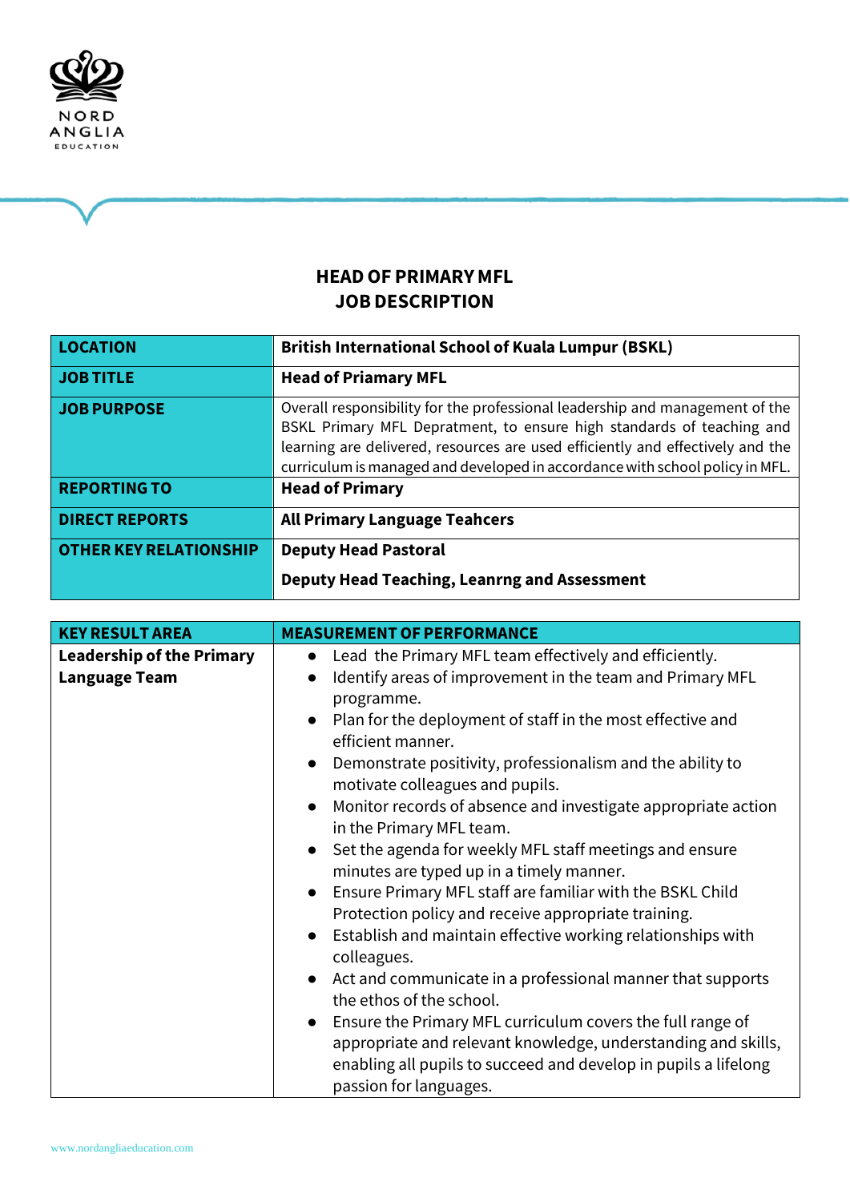NORD ANGLIA EDUCATION

# HEAD OF PRIMARY MFL
# JOB DESCRIPTION

| LOCATION | British International School of Kuala Lumpur (BSKL) |
|---|---|
| JOB TITLE | Head of Priamary MFL |
| JOB PURPOSE | Overall responsibility for the professional leadership and management of the BSKL Primary MFL Depratment, to ensure high standards of teaching and learning are delivered, resources are used efficiently and effectively and the curriculum is managed and developed in accordance with school policy in MFL. |
| REPORTING TO | Head of Primary |
| DIRECT REPORTS | All Primary Language Teahcers |
| OTHER KEY RELATIONSHIP | Deputy Head Pastoral<br><br>Deputy Head Teaching, Leanrng and Assessment |

| KEY RESULT AREA | MEASUREMENT OF PERFORMANCE |
|---|---|
| **Leadership of the Primary Language Team** | • Lead the Primary MFL team effectively and efficiently.<br>• Identify areas of improvement in the team and Primary MFL programme.<br>• Plan for the deployment of staff in the most effective and efficient manner.<br>• Demonstrate positivity, professionalism and the ability to motivate colleagues and pupils.<br>• Monitor records of absence and investigate appropriate action in the Primary MFL team.<br>• Set the agenda for weekly MFL staff meetings and ensure minutes are typed up in a timely manner.<br>• Ensure Primary MFL staff are familiar with the BSKL Child Protection policy and receive appropriate training.<br>• Establish and maintain effective working relationships with colleagues.<br>• Act and communicate in a professional manner that supports the ethos of the school.<br>• Ensure the Primary MFL curriculum covers the full range of appropriate and relevant knowledge, understanding and skills, enabling all pupils to succeed and develop in pupils a lifelong passion for languages. |

www.nordangliaeducation.com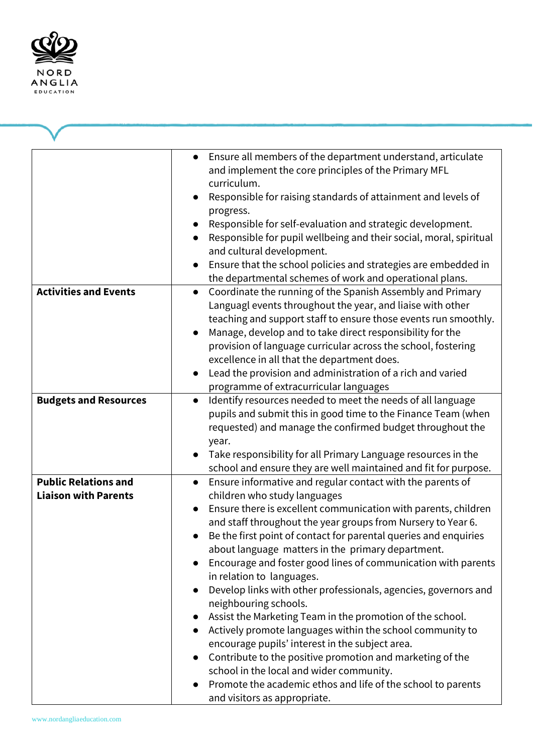| | |
|---|---|
| | • Ensure all members of the department understand, articulate and implement the core principles of the Primary MFL curriculum.<br>• Responsible for raising standards of attainment and levels of progress.<br>• Responsible for self-evaluation and strategic development.<br>• Responsible for pupil wellbeing and their social, moral, spiritual and cultural development.<br>• Ensure that the school policies and strategies are embedded in the departmental schemes of work and operational plans. |
| **Activities and Events** | • Coordinate the running of the Spanish Assembly and Primary Languagl events throughout the year, and liaise with other teaching and support staff to ensure those events run smoothly.<br>• Manage, develop and to take direct responsibility for the provision of language curricular across the school, fostering excellence in all that the department does.<br>• Lead the provision and administration of a rich and varied programme of extracurricular languages |
| **Budgets and Resources** | • Identify resources needed to meet the needs of all language pupils and submit this in good time to the Finance Team (when requested) and manage the confirmed budget throughout the year.<br>• Take responsibility for all Primary Language resources in the school and ensure they are well maintained and fit for purpose. |
| **Public Relations and Liaison with Parents** | • Ensure informative and regular contact with the parents of children who study languages<br>• Ensure there is excellent communication with parents, children and staff throughout the year groups from Nursery to Year 6.<br>• Be the first point of contact for parental queries and enquiries about language matters in the primary department.<br>• Encourage and foster good lines of communication with parents in relation to languages.<br>• Develop links with other professionals, agencies, governors and neighbouring schools.<br>• Assist the Marketing Team in the promotion of the school.<br>• Actively promote languages within the school community to encourage pupils' interest in the subject area.<br>• Contribute to the positive promotion and marketing of the school in the local and wider community.<br>• Promote the academic ethos and life of the school to parents and visitors as appropriate. |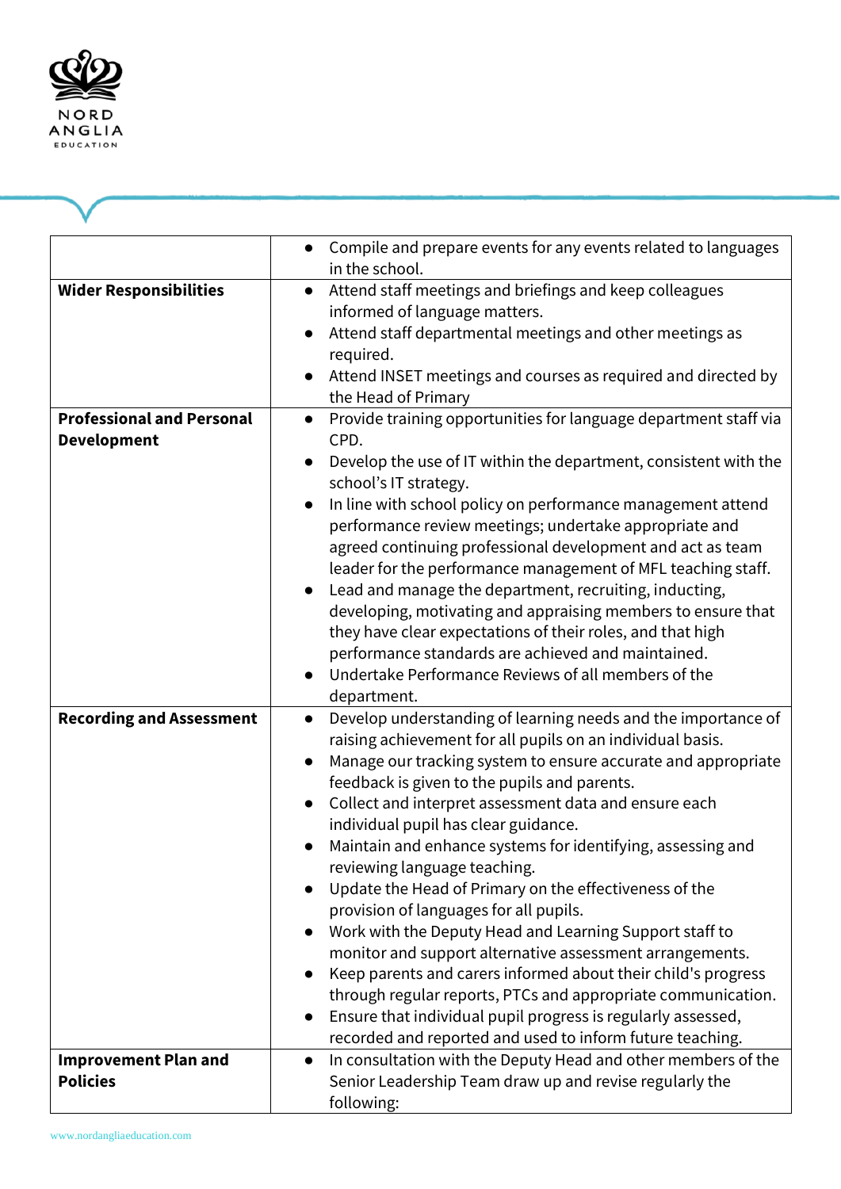| | |
|---|---|
| | • Compile and prepare events for any events related to languages in the school. |
| **Wider Responsibilities** | • Attend staff meetings and briefings and keep colleagues informed of language matters.<br>• Attend staff departmental meetings and other meetings as required.<br>• Attend INSET meetings and courses as required and directed by the Head of Primary |
| **Professional and Personal Development** | • Provide training opportunities for language department staff via CPD.<br>• Develop the use of IT within the department, consistent with the school's IT strategy.<br>• In line with school policy on performance management attend performance review meetings; undertake appropriate and agreed continuing professional development and act as team leader for the performance management of MFL teaching staff.<br>• Lead and manage the department, recruiting, inducting, developing, motivating and appraising members to ensure that they have clear expectations of their roles, and that high performance standards are achieved and maintained.<br>• Undertake Performance Reviews of all members of the department. |
| **Recording and Assessment** | • Develop understanding of learning needs and the importance of raising achievement for all pupils on an individual basis.<br>• Manage our tracking system to ensure accurate and appropriate feedback is given to the pupils and parents.<br>• Collect and interpret assessment data and ensure each individual pupil has clear guidance.<br>• Maintain and enhance systems for identifying, assessing and reviewing language teaching.<br>• Update the Head of Primary on the effectiveness of the provision of languages for all pupils.<br>• Work with the Deputy Head and Learning Support staff to monitor and support alternative assessment arrangements.<br>• Keep parents and carers informed about their child's progress through regular reports, PTCs and appropriate communication.<br>• Ensure that individual pupil progress is regularly assessed, recorded and reported and used to inform future teaching. |
| **Improvement Plan and Policies** | • In consultation with the Deputy Head and other members of the Senior Leadership Team draw up and revise regularly the following: |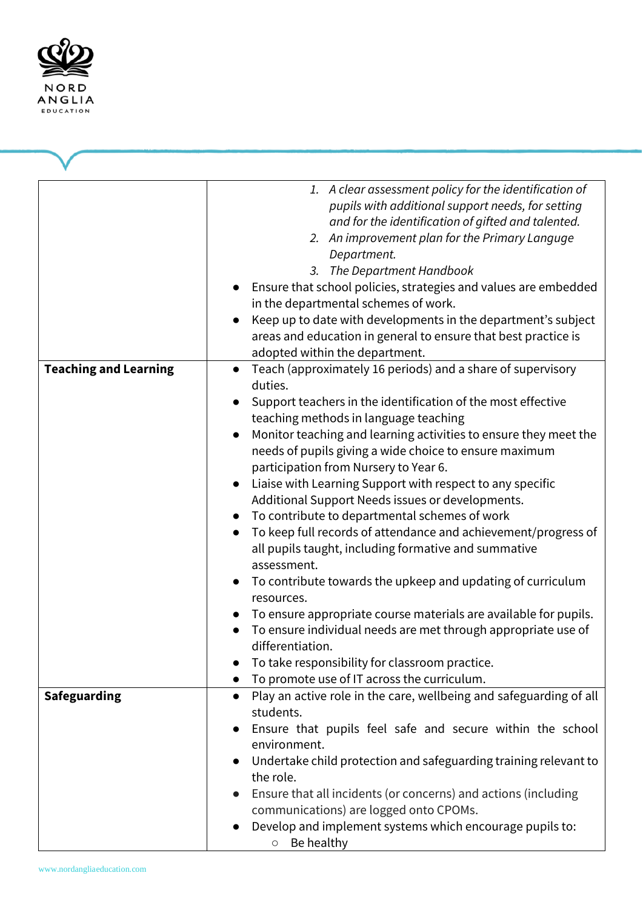| | |
|---|---|
| | 1. *A clear assessment policy for the identification of pupils with additional support needs, for setting and for the identification of gifted and talented.*<br>2. *An improvement plan for the Primary Languge Department.*<br>3. *The Department Handbook*<br>● Ensure that school policies, strategies and values are embedded in the departmental schemes of work.<br>● Keep up to date with developments in the department's subject areas and education in general to ensure that best practice is adopted within the department. |
| **Teaching and Learning** | ● Teach (approximately 16 periods) and a share of supervisory duties.<br>● Support teachers in the identification of the most effective teaching methods in language teaching<br>● Monitor teaching and learning activities to ensure they meet the needs of pupils giving a wide choice to ensure maximum participation from Nursery to Year 6.<br>● Liaise with Learning Support with respect to any specific Additional Support Needs issues or developments.<br>● To contribute to departmental schemes of work<br>● To keep full records of attendance and achievement/progress of all pupils taught, including formative and summative assessment.<br>● To contribute towards the upkeep and updating of curriculum resources.<br>● To ensure appropriate course materials are available for pupils.<br>● To ensure individual needs are met through appropriate use of differentiation.<br>● To take responsibility for classroom practice.<br>● To promote use of IT across the curriculum. |
| **Safeguarding** | ● Play an active role in the care, wellbeing and safeguarding of all students.<br>● Ensure that pupils feel safe and secure within the school environment.<br>● Undertake child protection and safeguarding training relevant to the role.<br>● Ensure that all incidents (or concerns) and actions (including communications) are logged onto CPOMs.<br>● Develop and implement systems which encourage pupils to:<br>&nbsp;&nbsp;&nbsp;&nbsp;○ Be healthy |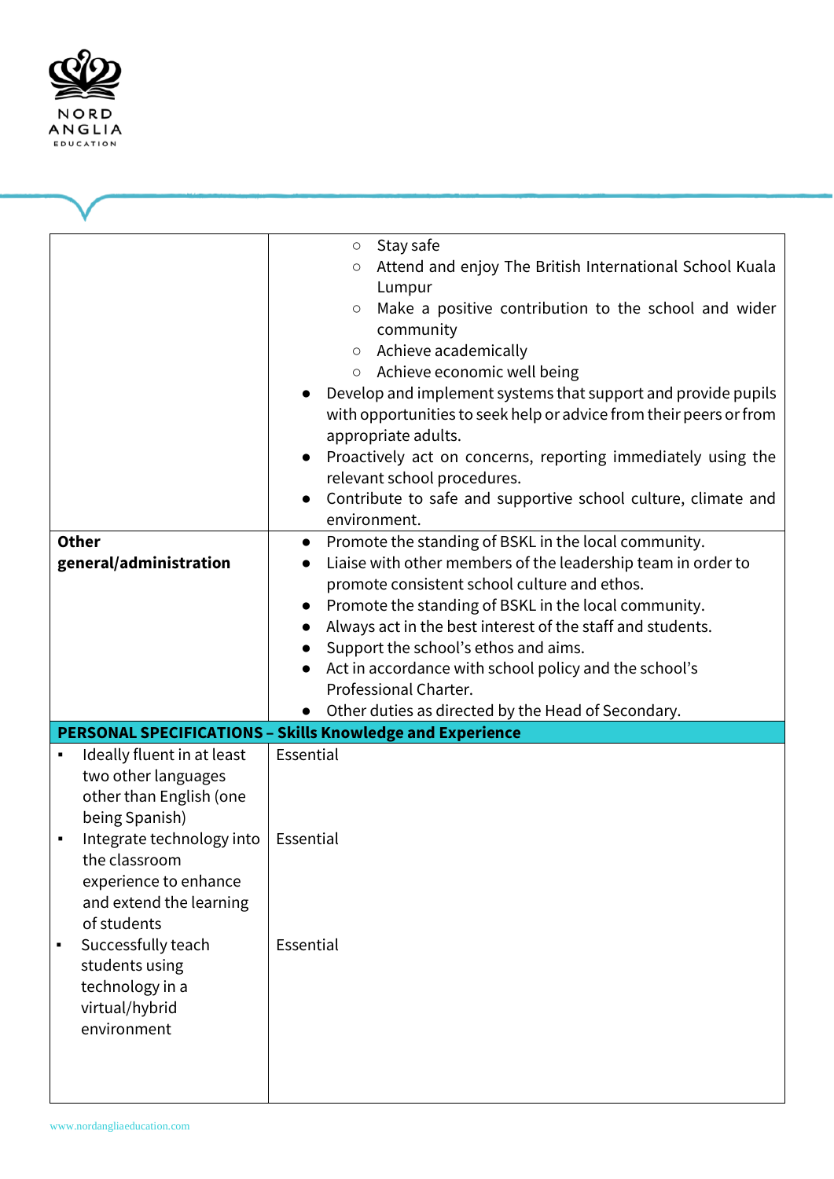| | |
|---|---|
| | ○ Stay safe<br>○ Attend and enjoy The British International School Kuala Lumpur<br>○ Make a positive contribution to the school and wider community<br>○ Achieve academically<br>○ Achieve economic well being<br>● Develop and implement systems that support and provide pupils with opportunities to seek help or advice from their peers or from appropriate adults.<br>● Proactively act on concerns, reporting immediately using the relevant school procedures.<br>● Contribute to safe and supportive school culture, climate and environment. |
| **Other general/administration** | ● Promote the standing of BSKL in the local community.<br>● Liaise with other members of the leadership team in order to promote consistent school culture and ethos.<br>● Promote the standing of BSKL in the local community.<br>● Always act in the best interest of the staff and students.<br>● Support the school's ethos and aims.<br>● Act in accordance with school policy and the school's Professional Charter.<br>● Other duties as directed by the Head of Secondary. |
| **PERSONAL SPECIFICATIONS – Skills Knowledge and Experience** | |
| ▪ Ideally fluent in at least two other languages other than English (one being Spanish) | Essential |
| ▪ Integrate technology into the classroom experience to enhance and extend the learning of students | Essential |
| ▪ Successfully teach students using technology in a virtual/hybrid environment | Essential |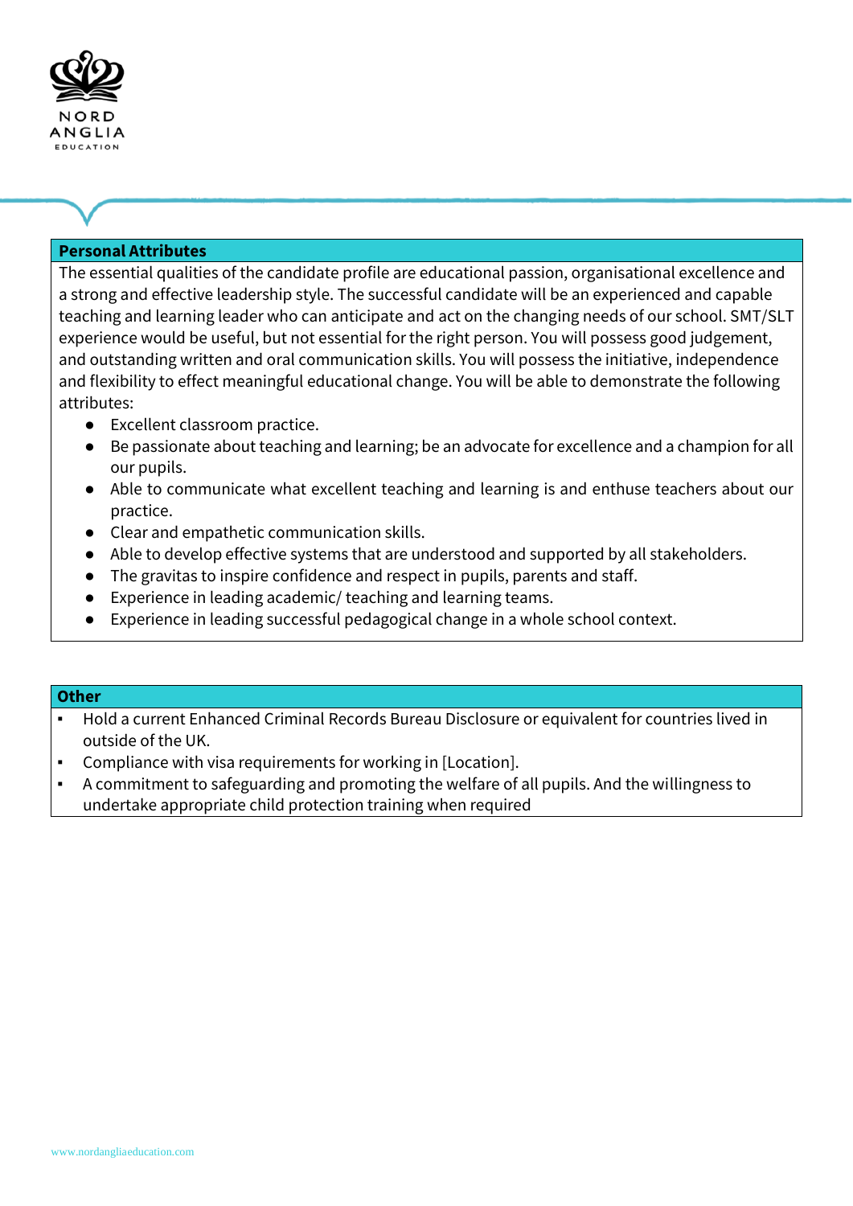## Personal Attributes

The essential qualities of the candidate profile are educational passion, organisational excellence and a strong and effective leadership style. The successful candidate will be an experienced and capable teaching and learning leader who can anticipate and act on the changing needs of our school. SMT/SLT experience would be useful, but not essential for the right person. You will possess good judgement, and outstanding written and oral communication skills. You will possess the initiative, independence and flexibility to effect meaningful educational change. You will be able to demonstrate the following attributes:

- Excellent classroom practice.
- Be passionate about teaching and learning; be an advocate for excellence and a champion for all our pupils.
- Able to communicate what excellent teaching and learning is and enthuse teachers about our practice.
- Clear and empathetic communication skills.
- Able to develop effective systems that are understood and supported by all stakeholders.
- The gravitas to inspire confidence and respect in pupils, parents and staff.
- Experience in leading academic/ teaching and learning teams.
- Experience in leading successful pedagogical change in a whole school context.

## Other

- Hold a current Enhanced Criminal Records Bureau Disclosure or equivalent for countries lived in outside of the UK.
- Compliance with visa requirements for working in [Location].
- A commitment to safeguarding and promoting the welfare of all pupils. And the willingness to undertake appropriate child protection training when required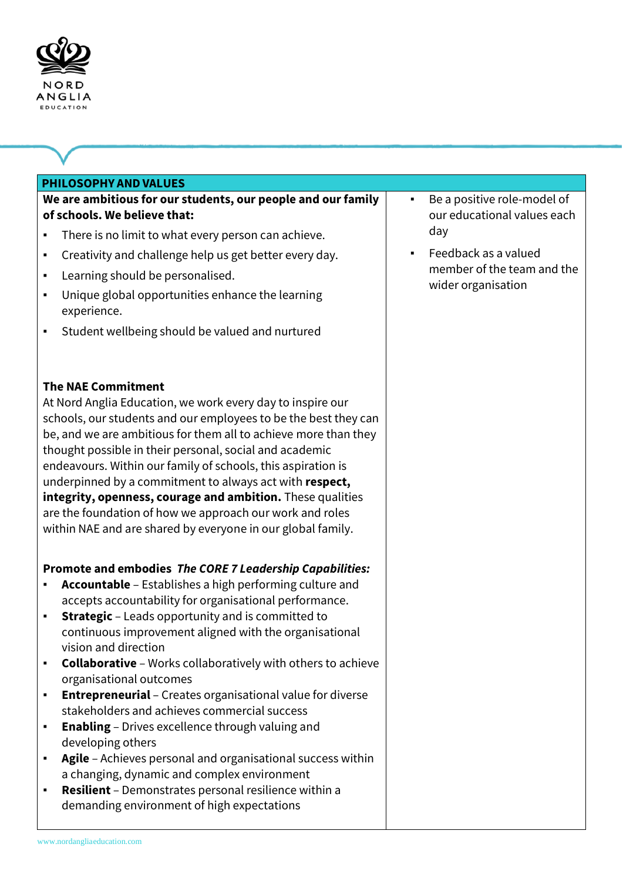## PHILOSOPHY AND VALUES

**We are ambitious for our students, our people and our family of schools. We believe that:**

- There is no limit to what every person can achieve.
- Creativity and challenge help us get better every day.
- Learning should be personalised.
- Unique global opportunities enhance the learning experience.
- Student wellbeing should be valued and nurtured

**The NAE Commitment**

At Nord Anglia Education, we work every day to inspire our schools, our students and our employees to be the best they can be, and we are ambitious for them all to achieve more than they thought possible in their personal, social and academic endeavours. Within our family of schools, this aspiration is underpinned by a commitment to always act with **respect, integrity, openness, courage and ambition.** These qualities are the foundation of how we approach our work and roles within NAE and are shared by everyone in our global family.

**Promote and embodies *The CORE 7 Leadership Capabilities:***

- **Accountable** – Establishes a high performing culture and accepts accountability for organisational performance.
- **Strategic** – Leads opportunity and is committed to continuous improvement aligned with the organisational vision and direction
- **Collaborative** – Works collaboratively with others to achieve organisational outcomes
- **Entrepreneurial** – Creates organisational value for diverse stakeholders and achieves commercial success
- **Enabling** – Drives excellence through valuing and developing others
- **Agile** – Achieves personal and organisational success within a changing, dynamic and complex environment
- **Resilient** – Demonstrates personal resilience within a demanding environment of high expectations

- Be a positive role-model of our educational values each day
- Feedback as a valued member of the team and the wider organisation